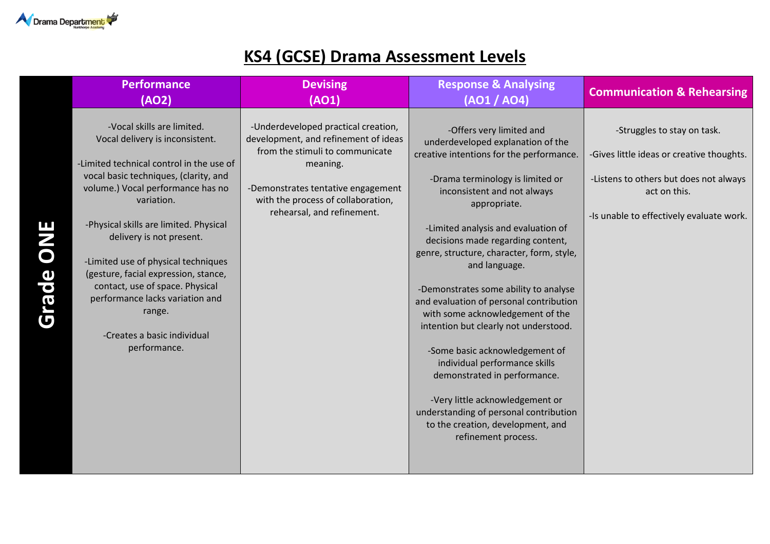# KS4 (GCSE) Drama Assessment Levels

| | Performance (AO2) | Devising (AO1) | Response & Analysing (AO1 / AO4) | Communication & Rehearsing |
|---|---|---|---|---|
| **Grade ONE** | -Vocal skills are limited. Vocal delivery is inconsistent.<br><br>-Limited technical control in the use of vocal basic techniques, (clarity, and volume.) Vocal performance has no variation.<br><br>-Physical skills are limited. Physical delivery is not present.<br><br>-Limited use of physical techniques (gesture, facial expression, stance, contact, use of space. Physical performance lacks variation and range.<br><br>-Creates a basic individual performance. | -Underdeveloped practical creation, development, and refinement of ideas from the stimuli to communicate meaning.<br><br>-Demonstrates tentative engagement with the process of collaboration, rehearsal, and refinement. | -Offers very limited and underdeveloped explanation of the creative intentions for the performance.<br><br>-Drama terminology is limited or inconsistent and not always appropriate.<br><br>-Limited analysis and evaluation of decisions made regarding content, genre, structure, character, form, style, and language.<br><br>-Demonstrates some ability to analyse and evaluation of personal contribution with some acknowledgement of the intention but clearly not understood.<br><br>-Some basic acknowledgement of individual performance skills demonstrated in performance.<br><br>-Very little acknowledgement or understanding of personal contribution to the creation, development, and refinement process. | -Struggles to stay on task.<br><br>-Gives little ideas or creative thoughts.<br><br>-Listens to others but does not always act on this.<br><br>-Is unable to effectively evaluate work. |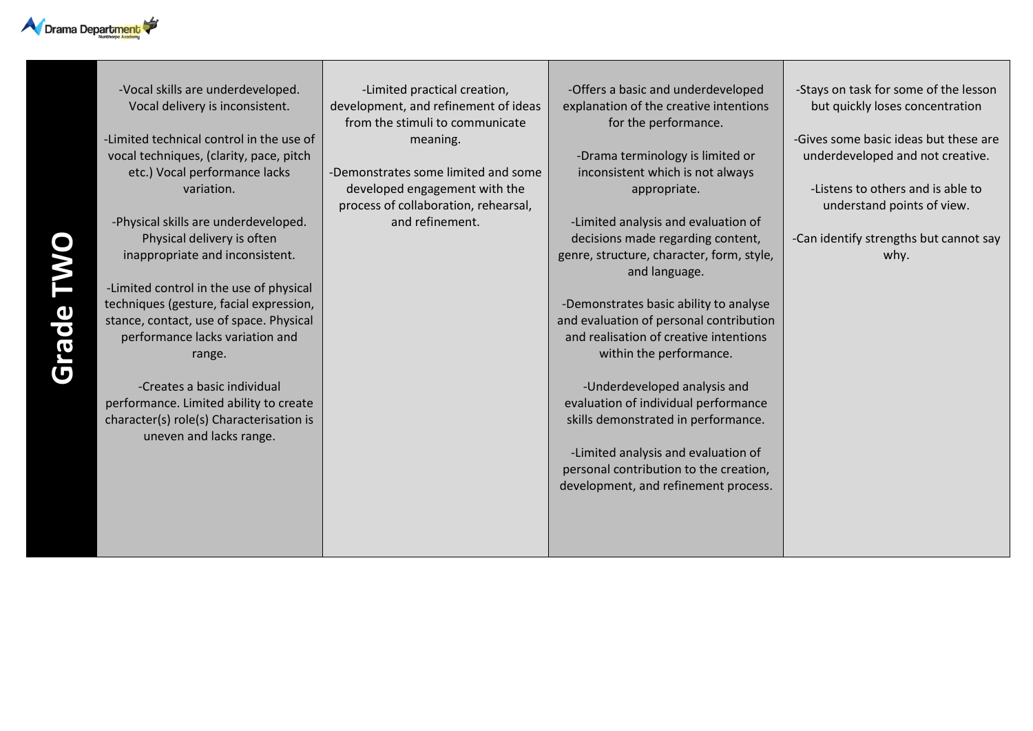| Grade TWO | | | | |
|---|---|---|---|---|
| | -Vocal skills are underdeveloped. Vocal delivery is inconsistent.<br><br>-Limited technical control in the use of vocal techniques, (clarity, pace, pitch etc.) Vocal performance lacks variation.<br><br>-Physical skills are underdeveloped. Physical delivery is often inappropriate and inconsistent.<br><br>-Limited control in the use of physical techniques (gesture, facial expression, stance, contact, use of space. Physical performance lacks variation and range.<br><br>-Creates a basic individual performance. Limited ability to create character(s) role(s) Characterisation is uneven and lacks range. | -Limited practical creation, development, and refinement of ideas from the stimuli to communicate meaning.<br><br>-Demonstrates some limited and some developed engagement with the process of collaboration, rehearsal, and refinement. | -Offers a basic and underdeveloped explanation of the creative intentions for the performance.<br><br>-Drama terminology is limited or inconsistent which is not always appropriate.<br><br>-Limited analysis and evaluation of decisions made regarding content, genre, structure, character, form, style, and language.<br><br>-Demonstrates basic ability to analyse and evaluation of personal contribution and realisation of creative intentions within the performance.<br><br>-Underdeveloped analysis and evaluation of individual performance skills demonstrated in performance.<br><br>-Limited analysis and evaluation of personal contribution to the creation, development, and refinement process. | -Stays on task for some of the lesson but quickly loses concentration<br><br>-Gives some basic ideas but these are underdeveloped and not creative.<br><br>-Listens to others and is able to understand points of view.<br><br>-Can identify strengths but cannot say why. |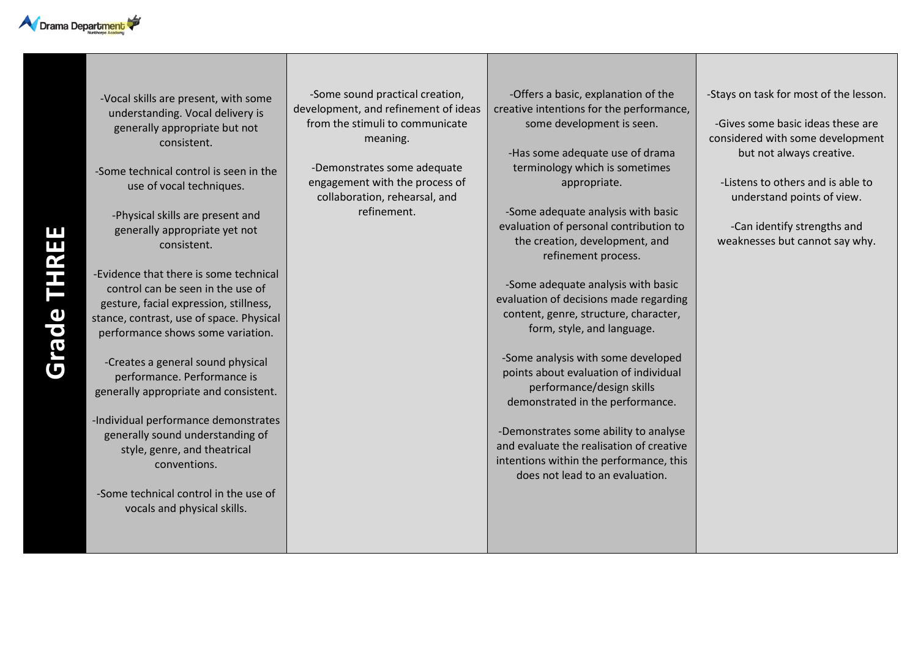| Grade THREE | | | | |
|---|---|---|---|---|
| **Grade THREE** | -Vocal skills are present, with some understanding. Vocal delivery is generally appropriate but not consistent.<br><br>-Some technical control is seen in the use of vocal techniques.<br><br>-Physical skills are present and generally appropriate yet not consistent.<br><br>-Evidence that there is some technical control can be seen in the use of gesture, facial expression, stillness, stance, contrast, use of space. Physical performance shows some variation.<br><br>-Creates a general sound physical performance. Performance is generally appropriate and consistent.<br><br>-Individual performance demonstrates generally sound understanding of style, genre, and theatrical conventions.<br><br>-Some technical control in the use of vocals and physical skills. | -Some sound practical creation, development, and refinement of ideas from the stimuli to communicate meaning.<br><br>-Demonstrates some adequate engagement with the process of collaboration, rehearsal, and refinement. | -Offers a basic, explanation of the creative intentions for the performance, some development is seen.<br><br>-Has some adequate use of drama terminology which is sometimes appropriate.<br><br>-Some adequate analysis with basic evaluation of personal contribution to the creation, development, and refinement process.<br><br>-Some adequate analysis with basic evaluation of decisions made regarding content, genre, structure, character, form, style, and language.<br><br>-Some analysis with some developed points about evaluation of individual performance/design skills demonstrated in the performance.<br><br>-Demonstrates some ability to analyse and evaluate the realisation of creative intentions within the performance, this does not lead to an evaluation. | -Stays on task for most of the lesson.<br><br>-Gives some basic ideas these are considered with some development but not always creative.<br><br>-Listens to others and is able to understand points of view.<br><br>-Can identify strengths and weaknesses but cannot say why. |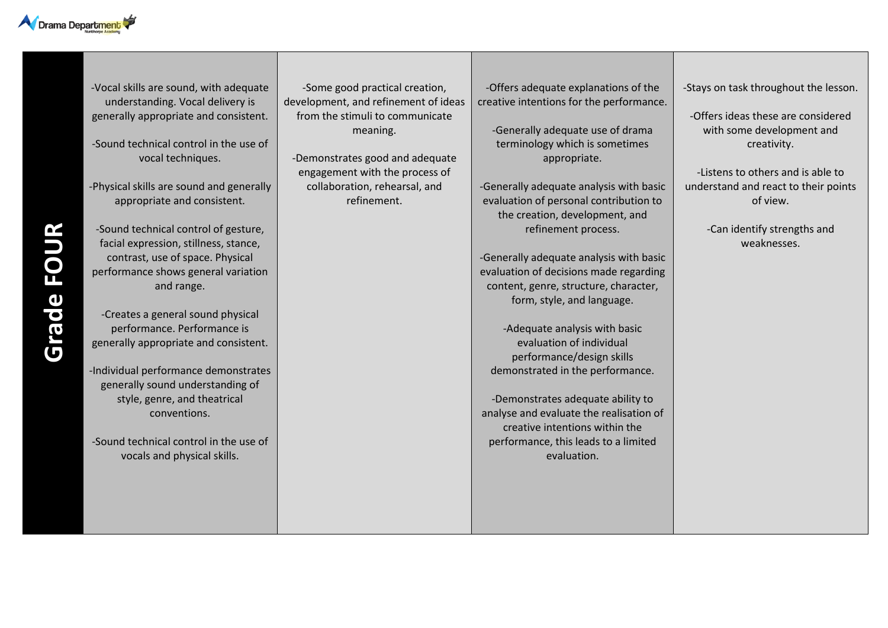| Grade FOUR | | | | |
|---|---|---|---|---|
| | -Vocal skills are sound, with adequate understanding. Vocal delivery is generally appropriate and consistent.<br><br>-Sound technical control in the use of vocal techniques.<br><br>-Physical skills are sound and generally appropriate and consistent.<br><br>-Sound technical control of gesture, facial expression, stillness, stance, contrast, use of space. Physical performance shows general variation and range.<br><br>-Creates a general sound physical performance. Performance is generally appropriate and consistent.<br><br>-Individual performance demonstrates generally sound understanding of style, genre, and theatrical conventions.<br><br>-Sound technical control in the use of vocals and physical skills. | -Some good practical creation, development, and refinement of ideas from the stimuli to communicate meaning.<br><br>-Demonstrates good and adequate engagement with the process of collaboration, rehearsal, and refinement. | -Offers adequate explanations of the creative intentions for the performance.<br><br>-Generally adequate use of drama terminology which is sometimes appropriate.<br><br>-Generally adequate analysis with basic evaluation of personal contribution to the creation, development, and refinement process.<br><br>-Generally adequate analysis with basic evaluation of decisions made regarding content, genre, structure, character, form, style, and language.<br><br>-Adequate analysis with basic evaluation of individual performance/design skills demonstrated in the performance.<br><br>-Demonstrates adequate ability to analyse and evaluate the realisation of creative intentions within the performance, this leads to a limited evaluation. | -Stays on task throughout the lesson.<br><br>-Offers ideas these are considered with some development and creativity.<br><br>-Listens to others and is able to understand and react to their points of view.<br><br>-Can identify strengths and weaknesses. |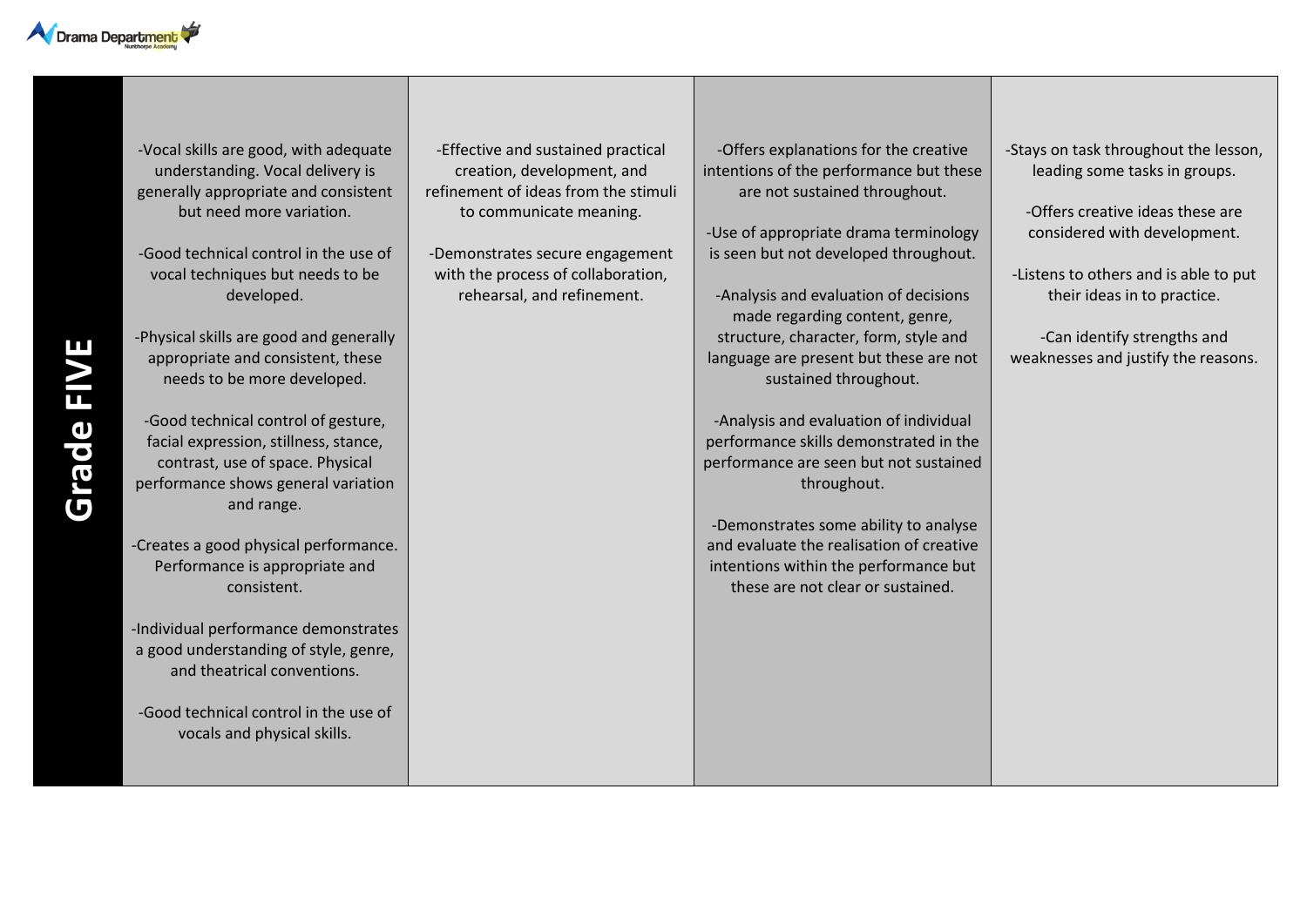| Grade FIVE | | | | |
|---|---|---|---|---|
| | -Vocal skills are good, with adequate understanding. Vocal delivery is generally appropriate and consistent but need more variation.<br><br>-Good technical control in the use of vocal techniques but needs to be developed.<br><br>-Physical skills are good and generally appropriate and consistent, these needs to be more developed.<br><br>-Good technical control of gesture, facial expression, stillness, stance, contrast, use of space. Physical performance shows general variation and range.<br><br>-Creates a good physical performance. Performance is appropriate and consistent.<br><br>-Individual performance demonstrates a good understanding of style, genre, and theatrical conventions.<br><br>-Good technical control in the use of vocals and physical skills. | -Effective and sustained practical creation, development, and refinement of ideas from the stimuli to communicate meaning.<br><br>-Demonstrates secure engagement with the process of collaboration, rehearsal, and refinement. | -Offers explanations for the creative intentions of the performance but these are not sustained throughout.<br><br>-Use of appropriate drama terminology is seen but not developed throughout.<br><br>-Analysis and evaluation of decisions made regarding content, genre, structure, character, form, style and language are present but these are not sustained throughout.<br><br>-Analysis and evaluation of individual performance skills demonstrated in the performance are seen but not sustained throughout.<br><br>-Demonstrates some ability to analyse and evaluate the realisation of creative intentions within the performance but these are not clear or sustained. | -Stays on task throughout the lesson, leading some tasks in groups.<br><br>-Offers creative ideas these are considered with development.<br><br>-Listens to others and is able to put their ideas in to practice.<br><br>-Can identify strengths and weaknesses and justify the reasons. |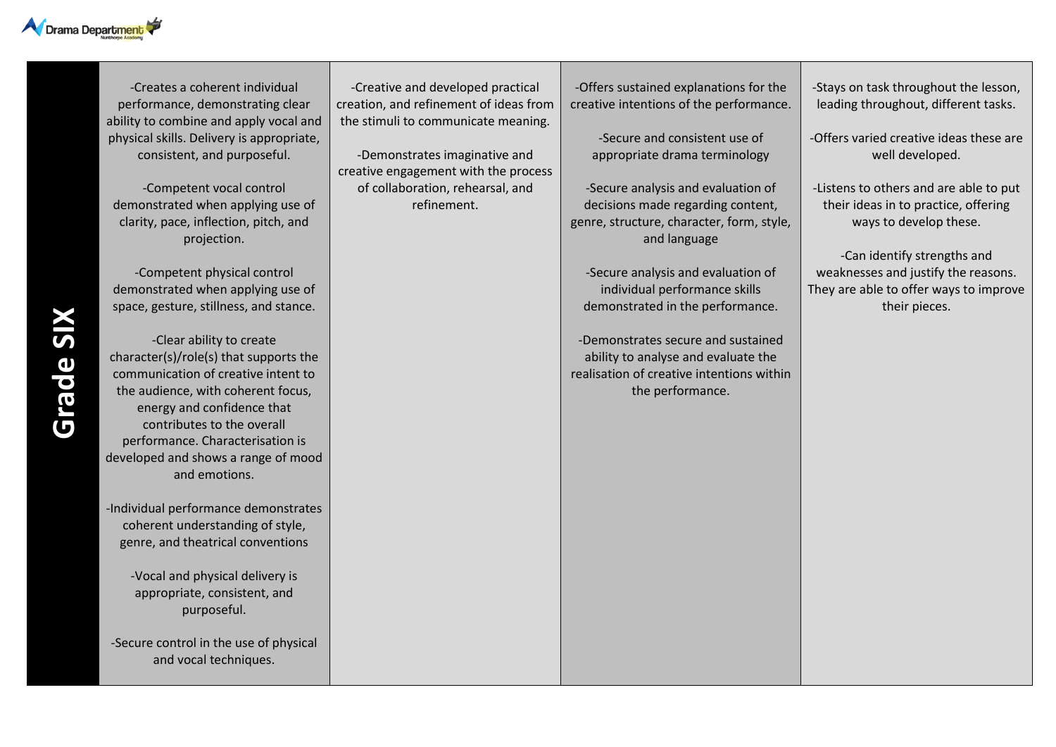| Grade SIX | | | | |
|---|---|---|---|---|
| | -Creates a coherent individual performance, demonstrating clear ability to combine and apply vocal and physical skills. Delivery is appropriate, consistent, and purposeful.<br><br>-Competent vocal control demonstrated when applying use of clarity, pace, inflection, pitch, and projection.<br><br>-Competent physical control demonstrated when applying use of space, gesture, stillness, and stance.<br><br>-Clear ability to create character(s)/role(s) that supports the communication of creative intent to the audience, with coherent focus, energy and confidence that contributes to the overall performance. Characterisation is developed and shows a range of mood and emotions.<br><br>-Individual performance demonstrates coherent understanding of style, genre, and theatrical conventions<br><br>-Vocal and physical delivery is appropriate, consistent, and purposeful.<br><br>-Secure control in the use of physical and vocal techniques. | -Creative and developed practical creation, and refinement of ideas from the stimuli to communicate meaning.<br><br>-Demonstrates imaginative and creative engagement with the process of collaboration, rehearsal, and refinement. | -Offers sustained explanations for the creative intentions of the performance.<br><br>-Secure and consistent use of appropriate drama terminology<br><br>-Secure analysis and evaluation of decisions made regarding content, genre, structure, character, form, style, and language<br><br>-Secure analysis and evaluation of individual performance skills demonstrated in the performance.<br><br>-Demonstrates secure and sustained ability to analyse and evaluate the realisation of creative intentions within the performance. | -Stays on task throughout the lesson, leading throughout, different tasks.<br><br>-Offers varied creative ideas these are well developed.<br><br>-Listens to others and are able to put their ideas in to practice, offering ways to develop these.<br><br>-Can identify strengths and weaknesses and justify the reasons. They are able to offer ways to improve their pieces. |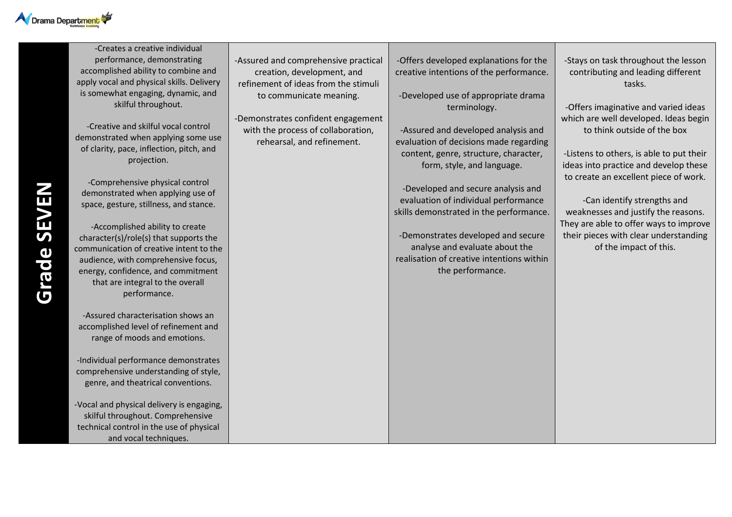| Grade SEVEN | | | | |
|---|---|---|---|---|
| **Grade SEVEN** | -Creates a creative individual performance, demonstrating accomplished ability to combine and apply vocal and physical skills. Delivery is somewhat engaging, dynamic, and skilful throughout.<br><br>-Creative and skilful vocal control demonstrated when applying some use of clarity, pace, inflection, pitch, and projection.<br><br>-Comprehensive physical control demonstrated when applying use of space, gesture, stillness, and stance.<br><br>-Accomplished ability to create character(s)/role(s) that supports the communication of creative intent to the audience, with comprehensive focus, energy, confidence, and commitment that are integral to the overall performance.<br><br>-Assured characterisation shows an accomplished level of refinement and range of moods and emotions.<br><br>-Individual performance demonstrates comprehensive understanding of style, genre, and theatrical conventions.<br><br>-Vocal and physical delivery is engaging, skilful throughout. Comprehensive technical control in the use of physical and vocal techniques. | -Assured and comprehensive practical creation, development, and refinement of ideas from the stimuli to communicate meaning.<br><br>-Demonstrates confident engagement with the process of collaboration, rehearsal, and refinement. | -Offers developed explanations for the creative intentions of the performance.<br><br>-Developed use of appropriate drama terminology.<br><br>-Assured and developed analysis and evaluation of decisions made regarding content, genre, structure, character, form, style, and language.<br><br>-Developed and secure analysis and evaluation of individual performance skills demonstrated in the performance.<br><br>-Demonstrates developed and secure analyse and evaluate about the realisation of creative intentions within the performance. | -Stays on task throughout the lesson contributing and leading different tasks.<br><br>-Offers imaginative and varied ideas which are well developed. Ideas begin to think outside of the box<br><br>-Listens to others, is able to put their ideas into practice and develop these to create an excellent piece of work.<br><br>-Can identify strengths and weaknesses and justify the reasons. They are able to offer ways to improve their pieces with clear understanding of the impact of this. |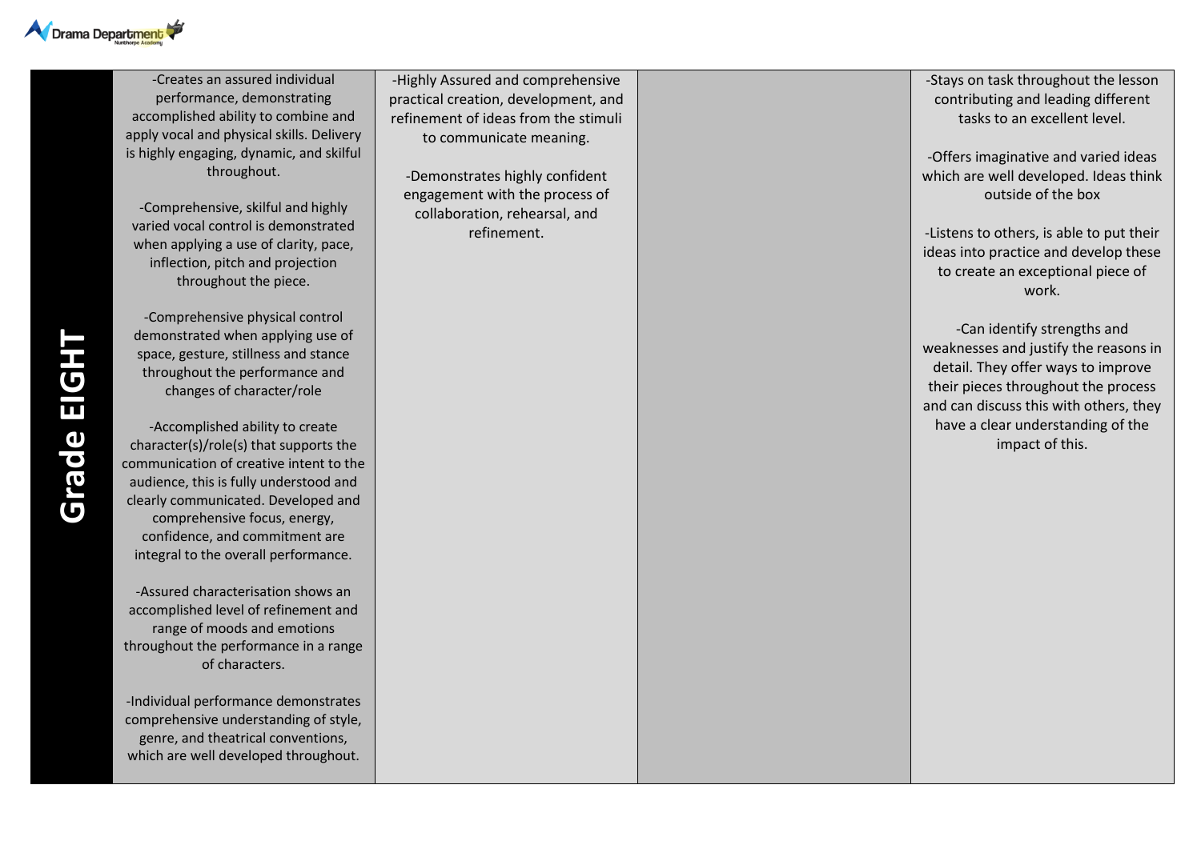| Grade EIGHT | | | | |
|---|---|---|---|---|
| | -Creates an assured individual performance, demonstrating accomplished ability to combine and apply vocal and physical skills. Delivery is highly engaging, dynamic, and skilful throughout.<br><br>-Comprehensive, skilful and highly varied vocal control is demonstrated when applying a use of clarity, pace, inflection, pitch and projection throughout the piece.<br><br>-Comprehensive physical control demonstrated when applying use of space, gesture, stillness and stance throughout the performance and changes of character/role<br><br>-Accomplished ability to create character(s)/role(s) that supports the communication of creative intent to the audience, this is fully understood and clearly communicated. Developed and comprehensive focus, energy, confidence, and commitment are integral to the overall performance.<br><br>-Assured characterisation shows an accomplished level of refinement and range of moods and emotions throughout the performance in a range of characters.<br><br>-Individual performance demonstrates comprehensive understanding of style, genre, and theatrical conventions, which are well developed throughout. | -Highly Assured and comprehensive practical creation, development, and refinement of ideas from the stimuli to communicate meaning.<br><br>-Demonstrates highly confident engagement with the process of collaboration, rehearsal, and refinement. | | -Stays on task throughout the lesson contributing and leading different tasks to an excellent level.<br><br>-Offers imaginative and varied ideas which are well developed. Ideas think outside of the box<br><br>-Listens to others, is able to put their ideas into practice and develop these to create an exceptional piece of work.<br><br>-Can identify strengths and weaknesses and justify the reasons in detail. They offer ways to improve their pieces throughout the process and can discuss this with others, they have a clear understanding of the impact of this. |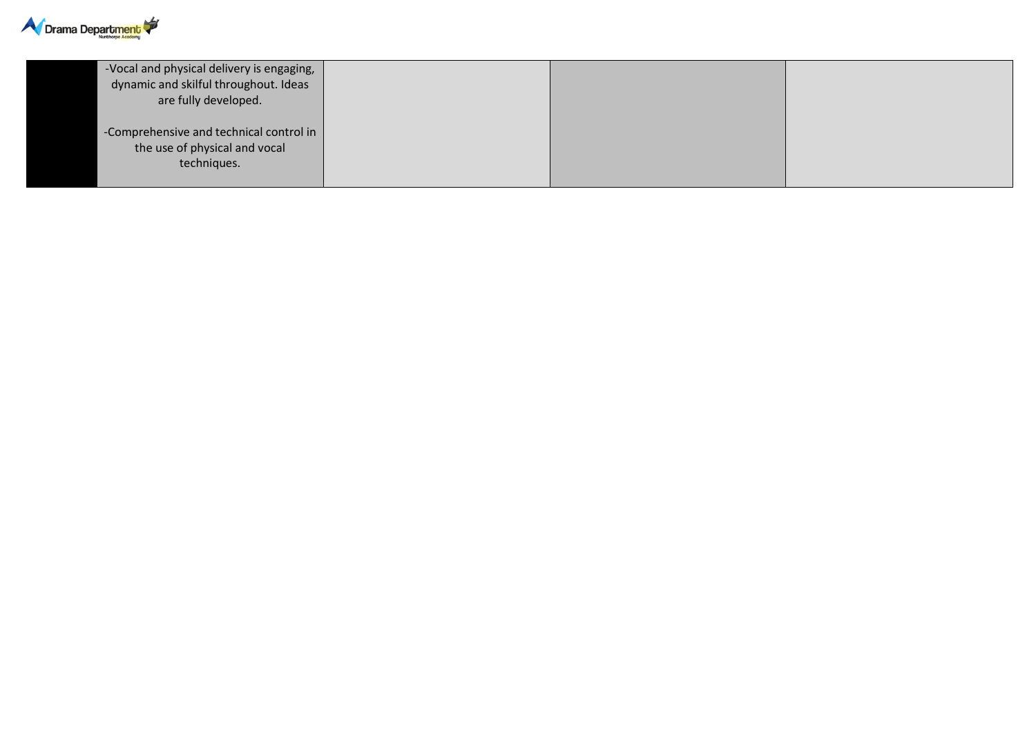| | | | | |
|---|---|---|---|---|
| | -Vocal and physical delivery is engaging, dynamic and skilful throughout. Ideas are fully developed.<br><br>-Comprehensive and technical control in the use of physical and vocal techniques. | | | |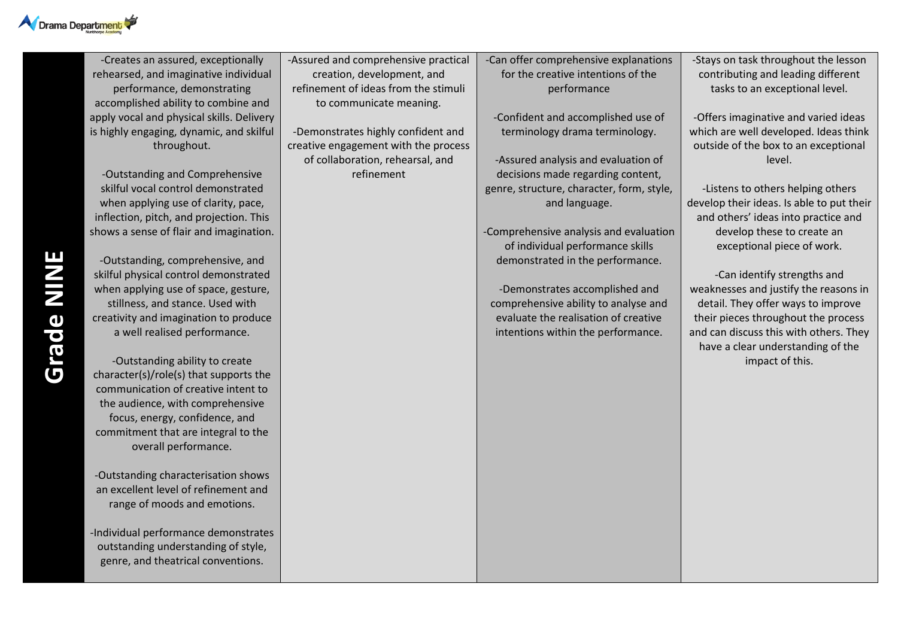| Grade NINE | | | | |
|---|---|---|---|---|
| **Grade NINE** | -Creates an assured, exceptionally rehearsed, and imaginative individual performance, demonstrating accomplished ability to combine and apply vocal and physical skills. Delivery is highly engaging, dynamic, and skilful throughout.<br><br>-Outstanding and Comprehensive skilful vocal control demonstrated when applying use of clarity, pace, inflection, pitch, and projection. This shows a sense of flair and imagination.<br><br>-Outstanding, comprehensive, and skilful physical control demonstrated when applying use of space, gesture, stillness, and stance. Used with creativity and imagination to produce a well realised performance.<br><br>-Outstanding ability to create character(s)/role(s) that supports the communication of creative intent to the audience, with comprehensive focus, energy, confidence, and commitment that are integral to the overall performance.<br><br>-Outstanding characterisation shows an excellent level of refinement and range of moods and emotions.<br><br>-Individual performance demonstrates outstanding understanding of style, genre, and theatrical conventions. | -Assured and comprehensive practical creation, development, and refinement of ideas from the stimuli to communicate meaning.<br><br>-Demonstrates highly confident and creative engagement with the process of collaboration, rehearsal, and refinement | -Can offer comprehensive explanations for the creative intentions of the performance<br><br>-Confident and accomplished use of terminology drama terminology.<br><br>-Assured analysis and evaluation of decisions made regarding content, genre, structure, character, form, style, and language.<br><br>-Comprehensive analysis and evaluation of individual performance skills demonstrated in the performance.<br><br>-Demonstrates accomplished and comprehensive ability to analyse and evaluate the realisation of creative intentions within the performance. | -Stays on task throughout the lesson contributing and leading different tasks to an exceptional level.<br><br>-Offers imaginative and varied ideas which are well developed. Ideas think outside of the box to an exceptional level.<br><br>-Listens to others helping others develop their ideas. Is able to put their and others' ideas into practice and develop these to create an exceptional piece of work.<br><br>-Can identify strengths and weaknesses and justify the reasons in detail. They offer ways to improve their pieces throughout the process and can discuss this with others. They have a clear understanding of the impact of this. |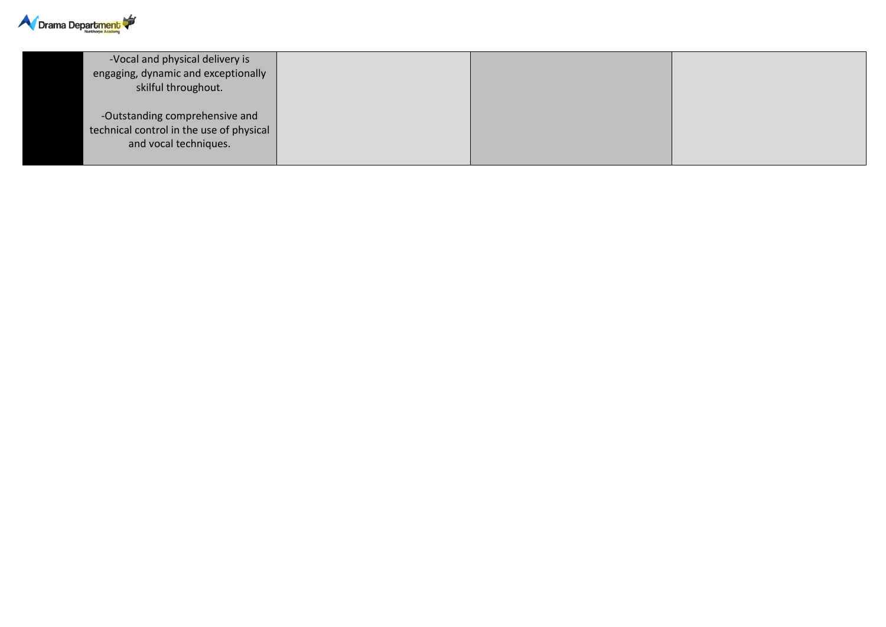| | | | | |
|---|---|---|---|---|
| | -Vocal and physical delivery is engaging, dynamic and exceptionally skilful throughout.<br><br>-Outstanding comprehensive and technical control in the use of physical and vocal techniques. | | | |